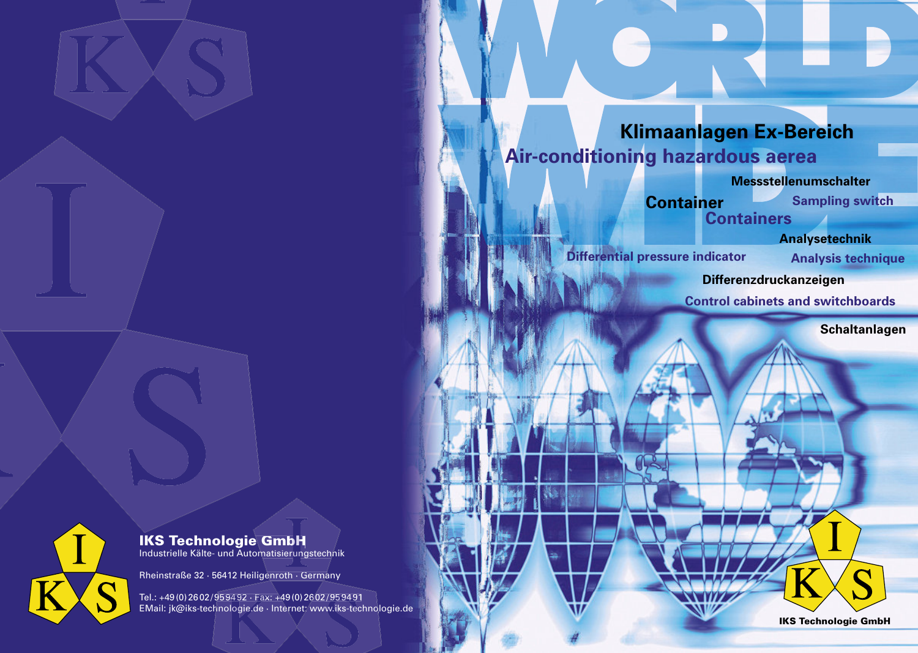# WORLD WIDE

## Klimaanlagen Ex-Bereich
## Air-conditioning hazardous aerea

**Messstellenumschalter**
**Sampling switch**

**Container**
**Containers**

**Analysetechnik**
**Analysis technique**

**Differential pressure indicator**
**Differenzdruckanzeigen**

**Control cabinets and switchboards**
**Schaltanlagen**

**IKS Technologie GmbH**

**IKS Technologie GmbH**
Industrielle Kälte- und Automatisierungstechnik

Rheinstraße 32 · 56412 Heiligenroth · Germany

Tel.: +49 (0) 26 02 / 95 94 92 · Fax: +49 (0) 26 02 / 95 94 91
EMail: jk@iks-technologie.de · Internet: www.iks-technologie.de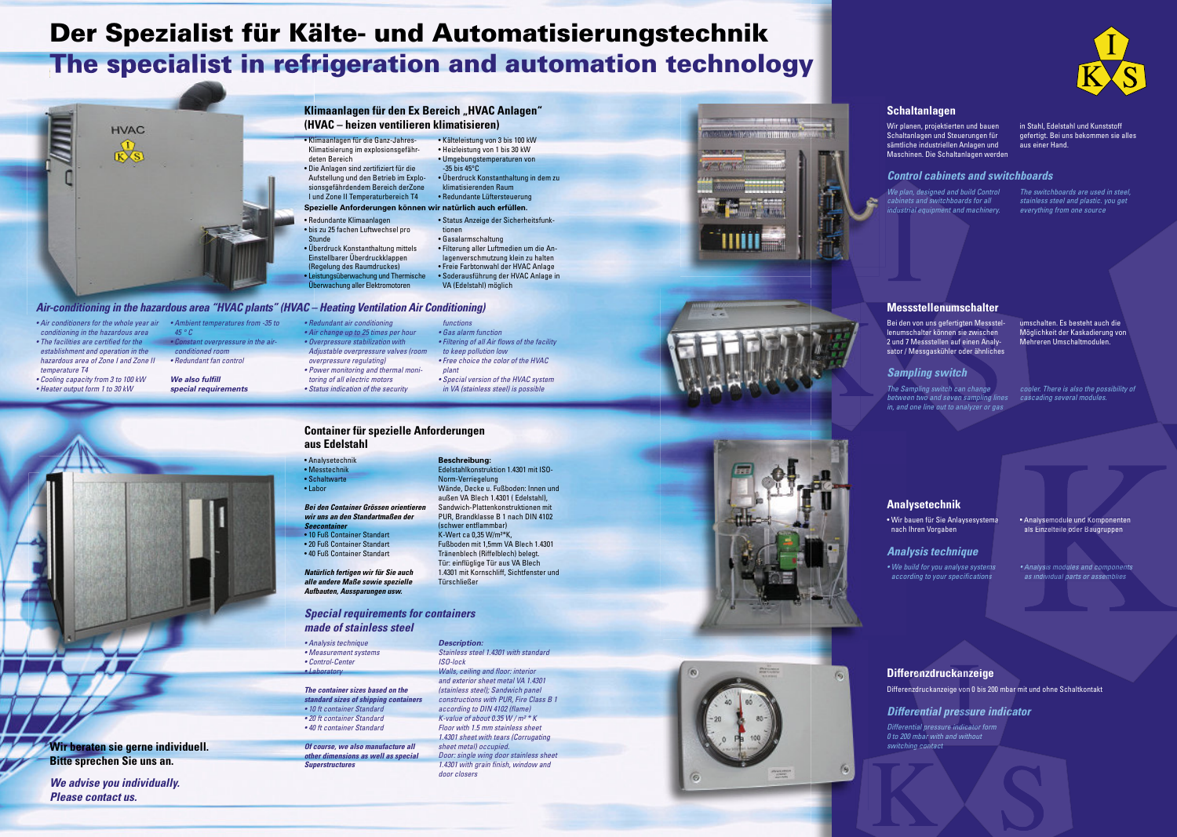# Der Spezialist für Kälte- und Automatisierungstechnik

# The specialist in refrigeration and automation technology

## Klimaanlagen für den Ex Bereich „HVAC Anlagen" (HVAC – heizen ventilieren klimatisieren)

- Klimaanlagen für die Ganz-Jahres-Klimatisierung im explosionsgefährdeten Bereich
- Die Anlagen sind zertifiziert für die Aufstellung und den Betrieb im Explosionsgefährdendem Bereich derZone I und Zone II Temperaturbereich T4
- Kälteleistung von 3 bis 100 kW
- Heizleistung von 1 bis 30 kW
- Umgebungstemperaturen von -35 bis 45°C
- Überdruck Konstanthaltung in dem zu klimatisierenden Raum
- Redundante Lüftersteuerung

**Spezielle Anforderungen können wir natürlich auch erfüllen.**

- Redundante Klimaanlagen
- bis zu 25 fachen Luftwechsel pro Stunde
- Überdruck Konstanthaltung mittels Einstellbarer Überdruckklappen (Regelung des Raumdruckes)
- Leistungsüberwachung und Thermische Überwachung aller Elektromotoren
- Status Anzeige der Sicherheitsfunktionen
- Gasalarmschaltung
- Filterung aller Luftmedien um die Anlagenverschmutzung klein zu halten
- Freie Farbtonwahl der HVAC Anlage
- Soderausführung der HVAC Anlage in VA (Edelstahl) möglich

## *Air-conditioning in the hazardous area "HVAC plants" (HVAC – Heating Ventilation Air Conditioning)*

- *Air conditioners for the whole year air conditioning in the hazardous area*
- *The facilities are certified for the establishment and operation in the hazardous area of Zone I and Zone II temperature T4*
- *Cooling capacity from 3 to 100 kW*
- *Heater output form 1 to 30 kW*
- *Ambient temperatures from -35 to 45 °C*
- *Constant overpressure in the air-conditioned room*
- *Redundant fan control*

***We also fulfill special requirements***

- *Redundant air conditioning*
- *Air change up to 25 times per hour*
- *Overpressure stabilization with Adjustable overpressure valves (room overpressure regulating)*
- *Power monitoring and thermal monitoring of all electric motors*
- *Status indication of the security functions*
- *Gas alarm function*
- *Filtering of all Air flows of the facility to keep pollution low*
- *Free choice the color of the HVAC plant*
- *Special version of the HVAC system in VA (stainless steel) is possible*

## Container für spezielle Anforderungen aus Edelstahl

- Analysetechnik
- Messtechnik
- Schaltwarte
- Labor

***Bei den Container Grössen orientieren wir uns an den Standartmaßen der Seecontainer***

- 10 Fuß Container Standart
- 20 Fuß Container Standart
- 40 Fuß Container Standart

***Natürlich fertigen wir für Sie auch alle andere Maße sowie spezielle Aufbauten, Aussparungen usw.***

**Beschreibung:**
Edelstahlkonstruktion 1.4301 mit ISO-Norm-Verriegelung
Wände, Decke u. Fußboden: Innen und außen VA Blech 1.4301 ( Edelstahl), Sandwich-Plattenkonstruktionen mit PUR, Brandklasse B 1 nach DIN 4102 (schwer entflammbar)
K-Wert ca 0,35 W/m²*K,
Fußboden mit 1,5mm VA Blech 1.4301 Tränenblech (Riffelblech) belegt.
Tür: einflüglige Tür aus VA Blech 1.4301 mit Kornschliff, Sichtfenster und Türschließer

## *Special requirements for containers made of stainless steel*

- *Analysis technique*
- *Measurement systems*
- *Control-Center*
- *Laboratory*

***The container sizes based on the standard sizes of shipping containers***

- *10 ft container Standard*
- *20 ft container Standard*
- *40 ft container Standard*

***Of course, we also manufacture all other dimensions as well as special Superstructures***

***Description:***
*Stainless steel 1.4301 with standard ISO-lock*
*Walls, ceiling and floor: interior and exterior sheet metal VA 1.4301 (stainless steel); Sandwich panel constructions with PUR, Fire Class B 1 according to DIN 4102 (flame)*
*K-value of about 0.35 W / m² * K*
*Floor with 1.5 mm stainless sheet 1.4301 sheet with tears (Corrugating sheet metal) occupied.*
*Door: single wing door stainless sheet 1.4301 with grain finish, window and door closers*

**Wir beraten sie gerne individuell. Bitte sprechen Sie uns an.**

***We advise you individually. Please contact us.***

## Schaltanlagen

Wir planen, projektierten und bauen Schaltanlagen und Steuerungen für sämtliche industriellen Anlagen und Maschinen. Die Schaltanlagen werden in Stahl, Edelstahl und Kunststoff gefertigt. Bei uns bekommen sie alles aus einer Hand.

## *Control cabinets and switchboards*

*We plan, designed and build Control cabinets and switchboards for all industrial equipment and machinery. The switchboards are used in steel, stainless steel and plastic. you get everything from one source*

## Messstellenumschalter

Bei den von uns gefertigten Messstellenumschalter können sie zwischen 2 und 7 Messstellen auf einen Analysator / Messgaskühler oder ähnliches umschalten. Es besteht auch die Möglichkeit der Kaskadierung von Mehreren Umschaltmodulen.

## *Sampling switch*

*The Sampling switch can change between two and seven sampling lines in, and one line out to analyzer or gas cooler. There is also the possibility of cascading several modules.*

## Analysetechnik

- Wir bauen für Sie Anlaysesystema nach Ihren Vorgaben
- Analysemodule und Komponenten als Einzelteile oder Baugruppen

## *Analysis technique*

- *We build for you analyse systems according to your specifications*
- *Analysis modules and components as individual parts or assemblies*

## Differenzdruckanzeige

Differenzdruckanzeige von 0 bis 200 mbar mit und ohne Schaltkontakt

## *Differential pressure indicator*

*Differential pressure indicator form 0 to 200 mbar with and without switching contact*